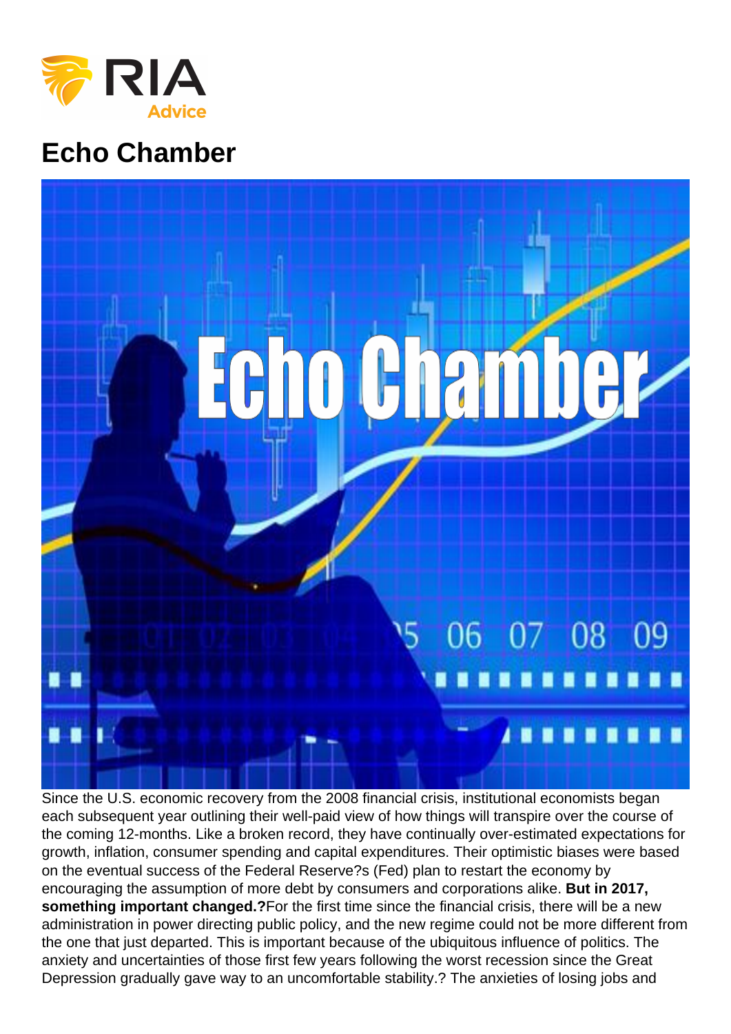# Echo Chamber

Since the U.S. economic recovery from the 2008 financial crisis, institutional economists began each subsequent year outlining their well-paid view of how things will transpire over the course of the coming 12-months. Like a broken record, they have continually over-estimated expectations for growth, inflation, consumer spending and capital expenditures. Their optimistic biases were based on the eventual success of the Federal Reserve?s (Fed) plan to restart the economy by encouraging the assumption of more debt by consumers and corporations alike. **But in 2017, something important changed.?**For the first time since the financial crisis, there will be a new administration in power directing public policy, and the new regime could not be more different from the one that just departed. This is important because of the ubiquitous influence of politics. The anxiety and uncertainties of those first few years following the worst recession since the Great Depression gradually gave way to an uncomfortable stability.? The anxieties of losing jobs and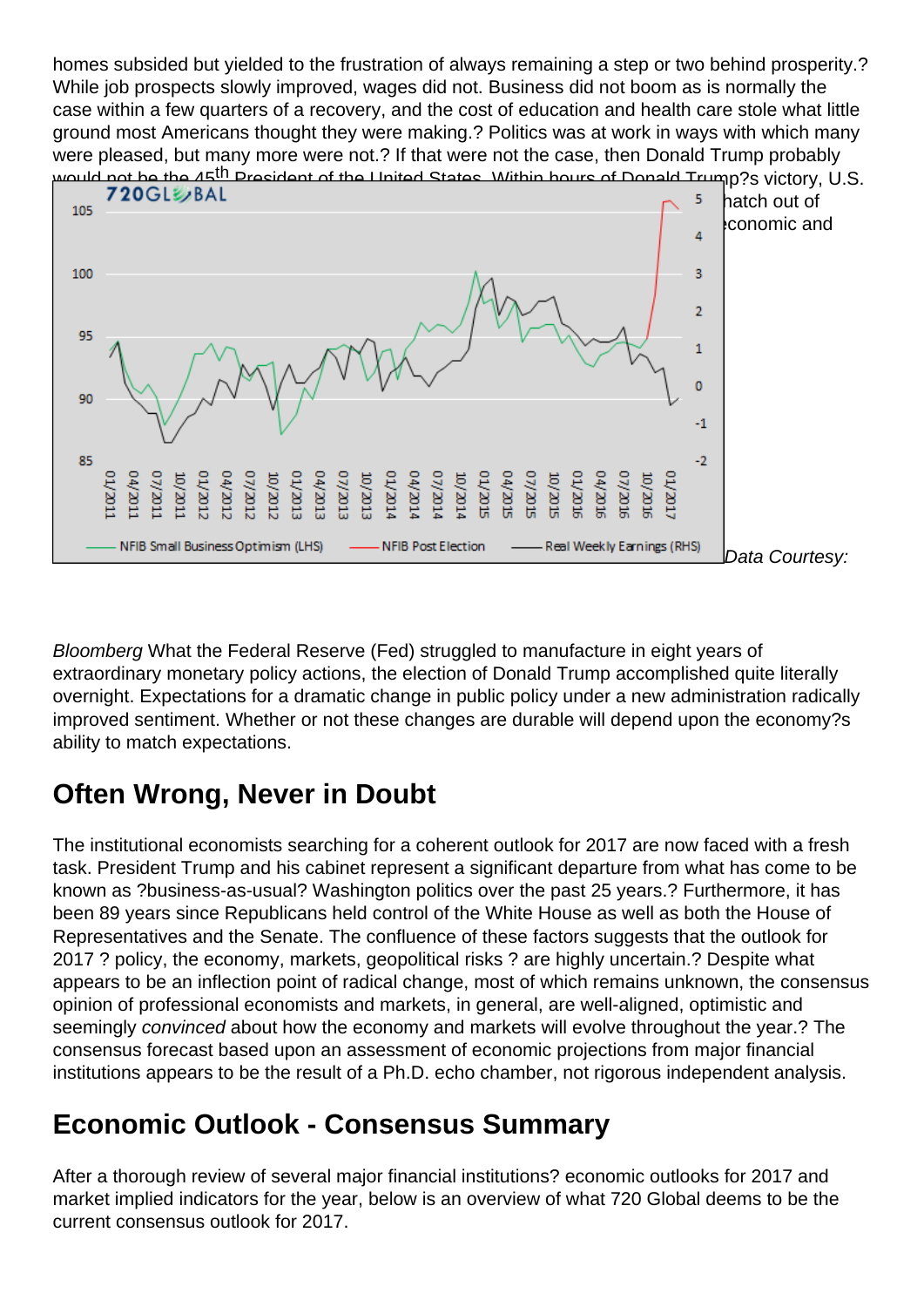homes subsided but yielded to the frustration of always remaining a step or two behind prosperity.? While job prospects slowly improved, wages did not. Business did not boom as is normally the case within a few quarters of a recovery, and the cost of education and health care stole what little ground most Americans thought they were making.? Politics was at work in ways with which many were pleased, but many more were not.? If that were not the case, then Donald Trump probably would not be the 45th President of the United States. Within hours of Donald Trump?s victory, U.S. ...hatch out of ...economic and

Data Courtesy: *Bloomberg* What the Federal Reserve (Fed) struggled to manufacture in eight years of extraordinary monetary policy actions, the election of Donald Trump accomplished quite literally overnight. Expectations for a dramatic change in public policy under a new administration radically improved sentiment. Whether or not these changes are durable will depend upon the economy?s ability to match expectations.

## Often Wrong, Never in Doubt

The institutional economists searching for a coherent outlook for 2017 are now faced with a fresh task. President Trump and his cabinet represent a significant departure from what has come to be known as ?business-as-usual? Washington politics over the past 25 years.? Furthermore, it has been 89 years since Republicans held control of the White House as well as both the House of Representatives and the Senate. The confluence of these factors suggests that the outlook for 2017 ? policy, the economy, markets, geopolitical risks ? are highly uncertain.? Despite what appears to be an inflection point of radical change, most of which remains unknown, the consensus opinion of professional economists and markets, in general, are well-aligned, optimistic and seemingly *convinced* about how the economy and markets will evolve throughout the year.? The consensus forecast based upon an assessment of economic projections from major financial institutions appears to be the result of a Ph.D. echo chamber, not rigorous independent analysis.

## Economic Outlook - Consensus Summary

After a thorough review of several major financial institutions? economic outlooks for 2017 and market implied indicators for the year, below is an overview of what 720 Global deems to be the current consensus outlook for 2017.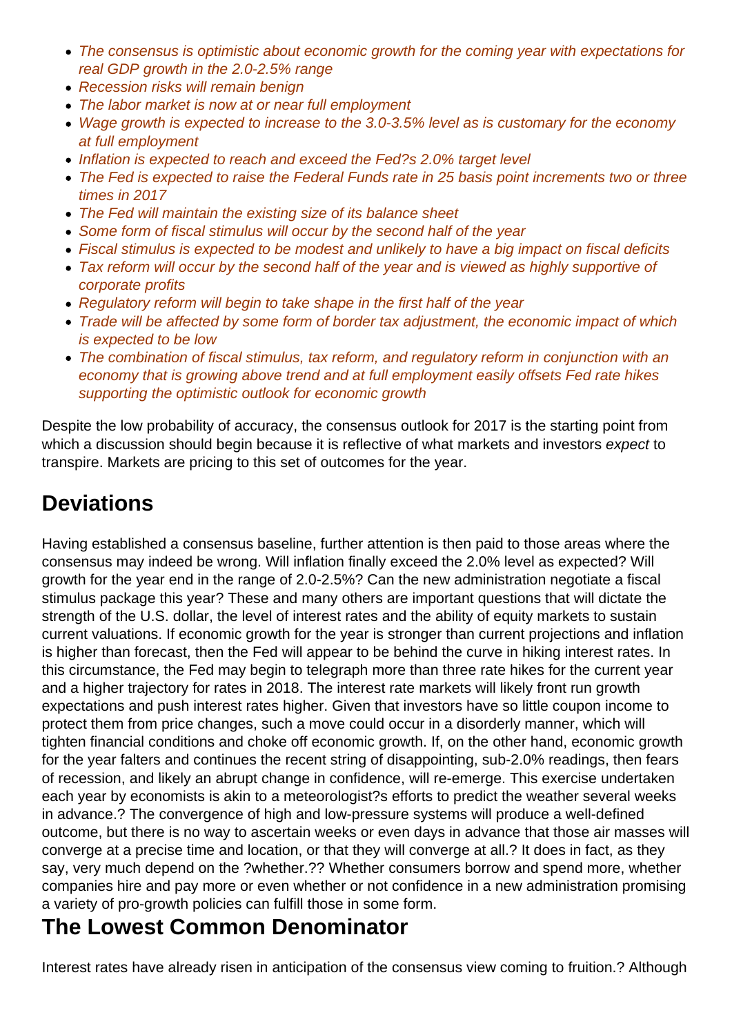- *The consensus is optimistic about economic growth for the coming year with expectations for real GDP growth in the 2.0-2.5% range*
- *Recession risks will remain benign*
- *The labor market is now at or near full employment*
- *Wage growth is expected to increase to the 3.0-3.5% level as is customary for the economy at full employment*
- *Inflation is expected to reach and exceed the Fed?s 2.0% target level*
- *The Fed is expected to raise the Federal Funds rate in 25 basis point increments two or three times in 2017*
- *The Fed will maintain the existing size of its balance sheet*
- *Some form of fiscal stimulus will occur by the second half of the year*
- *Fiscal stimulus is expected to be modest and unlikely to have a big impact on fiscal deficits*
- *Tax reform will occur by the second half of the year and is viewed as highly supportive of corporate profits*
- *Regulatory reform will begin to take shape in the first half of the year*
- *Trade will be affected by some form of border tax adjustment, the economic impact of which is expected to be low*
- *The combination of fiscal stimulus, tax reform, and regulatory reform in conjunction with an economy that is growing above trend and at full employment easily offsets Fed rate hikes supporting the optimistic outlook for economic growth*

Despite the low probability of accuracy, the consensus outlook for 2017 is the starting point from which a discussion should begin because it is reflective of what markets and investors *expect* to transpire. Markets are pricing to this set of outcomes for the year.

## Deviations

Having established a consensus baseline, further attention is then paid to those areas where the consensus may indeed be wrong. Will inflation finally exceed the 2.0% level as expected? Will growth for the year end in the range of 2.0-2.5%? Can the new administration negotiate a fiscal stimulus package this year? These and many others are important questions that will dictate the strength of the U.S. dollar, the level of interest rates and the ability of equity markets to sustain current valuations. If economic growth for the year is stronger than current projections and inflation is higher than forecast, then the Fed will appear to be behind the curve in hiking interest rates. In this circumstance, the Fed may begin to telegraph more than three rate hikes for the current year and a higher trajectory for rates in 2018. The interest rate markets will likely front run growth expectations and push interest rates higher. Given that investors have so little coupon income to protect them from price changes, such a move could occur in a disorderly manner, which will tighten financial conditions and choke off economic growth. If, on the other hand, economic growth for the year falters and continues the recent string of disappointing, sub-2.0% readings, then fears of recession, and likely an abrupt change in confidence, will re-emerge. This exercise undertaken each year by economists is akin to a meteorologist?s efforts to predict the weather several weeks in advance.? The convergence of high and low-pressure systems will produce a well-defined outcome, but there is no way to ascertain weeks or even days in advance that those air masses will converge at a precise time and location, or that they will converge at all.? It does in fact, as they say, very much depend on the ?whether.?? Whether consumers borrow and spend more, whether companies hire and pay more or even whether or not confidence in a new administration promising a variety of pro-growth policies can fulfill those in some form.

## The Lowest Common Denominator

Interest rates have already risen in anticipation of the consensus view coming to fruition.? Although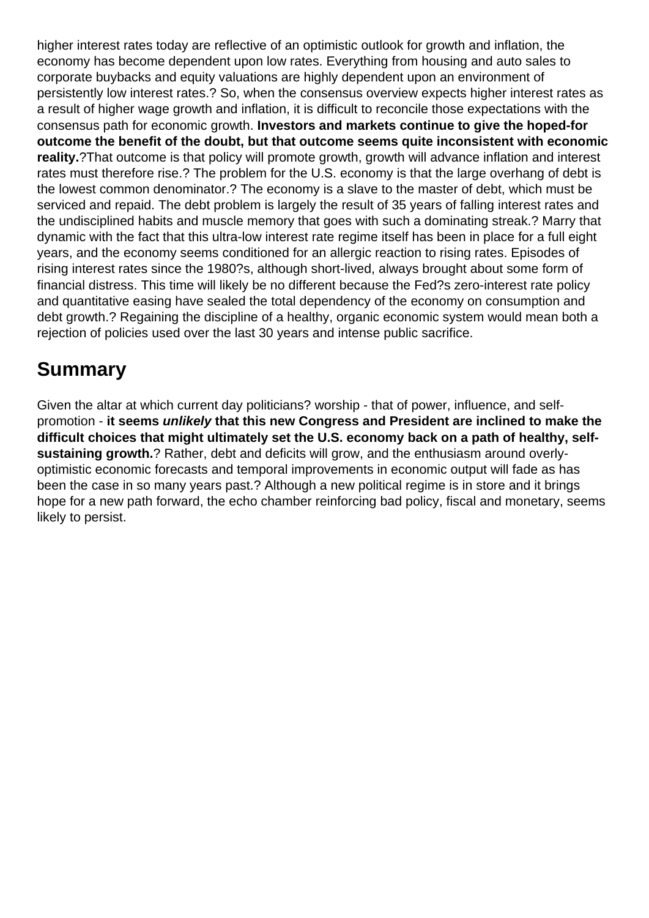higher interest rates today are reflective of an optimistic outlook for growth and inflation, the economy has become dependent upon low rates. Everything from housing and auto sales to corporate buybacks and equity valuations are highly dependent upon an environment of persistently low interest rates.? So, when the consensus overview expects higher interest rates as a result of higher wage growth and inflation, it is difficult to reconcile those expectations with the consensus path for economic growth. **Investors and markets continue to give the hoped-for outcome the benefit of the doubt, but that outcome seems quite inconsistent with economic reality.**?That outcome is that policy will promote growth, growth will advance inflation and interest rates must therefore rise.? The problem for the U.S. economy is that the large overhang of debt is the lowest common denominator.? The economy is a slave to the master of debt, which must be serviced and repaid. The debt problem is largely the result of 35 years of falling interest rates and the undisciplined habits and muscle memory that goes with such a dominating streak.? Marry that dynamic with the fact that this ultra-low interest rate regime itself has been in place for a full eight years, and the economy seems conditioned for an allergic reaction to rising rates. Episodes of rising interest rates since the 1980?s, although short-lived, always brought about some form of financial distress. This time will likely be no different because the Fed?s zero-interest rate policy and quantitative easing have sealed the total dependency of the economy on consumption and debt growth.? Regaining the discipline of a healthy, organic economic system would mean both a rejection of policies used over the last 30 years and intense public sacrifice.

## Summary

Given the altar at which current day politicians? worship - that of power, influence, and self-promotion - **it seems *unlikely* that this new Congress and President are inclined to make the difficult choices that might ultimately set the U.S. economy back on a path of healthy, self-sustaining growth.**? Rather, debt and deficits will grow, and the enthusiasm around overly-optimistic economic forecasts and temporal improvements in economic output will fade as has been the case in so many years past.? Although a new political regime is in store and it brings hope for a new path forward, the echo chamber reinforcing bad policy, fiscal and monetary, seems likely to persist.